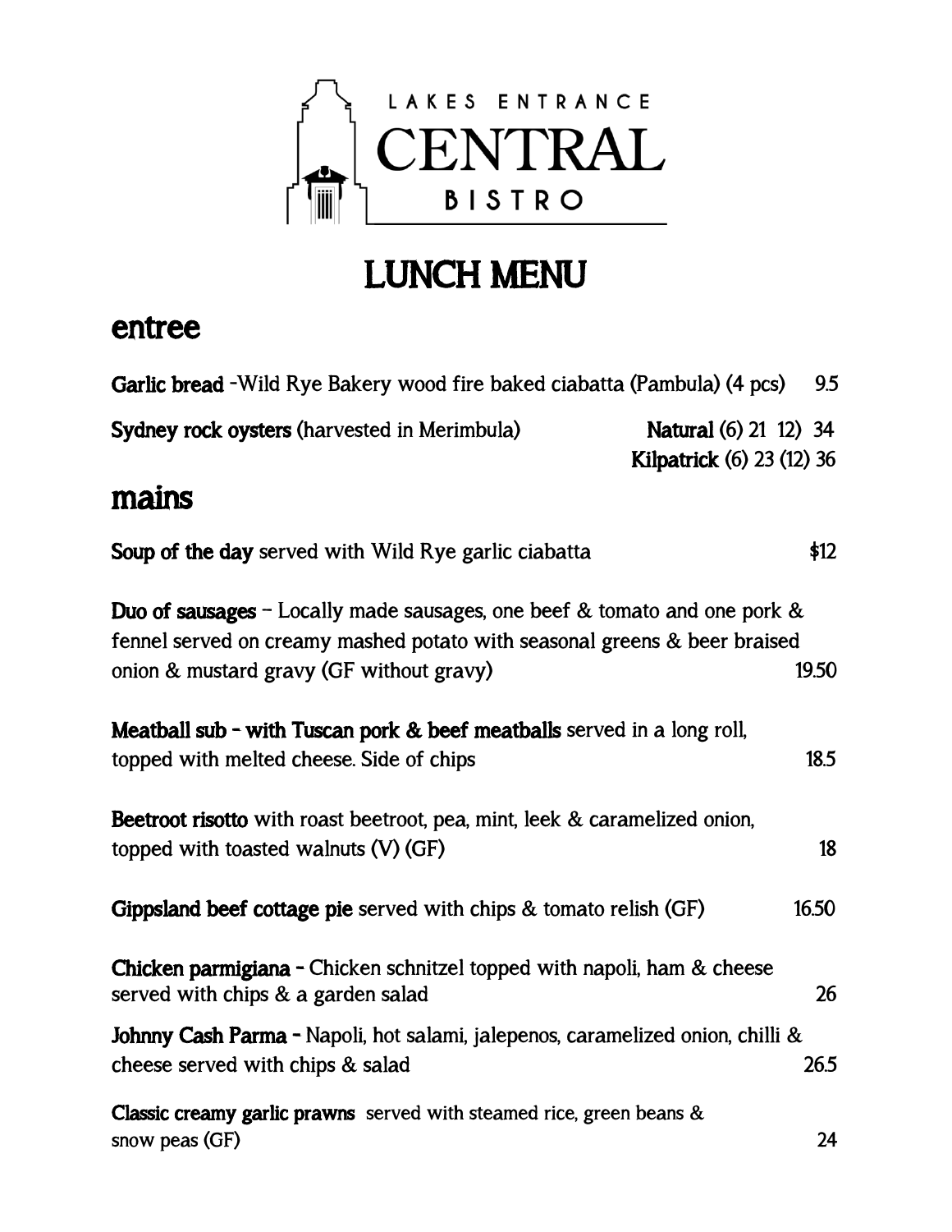LAKES ENTRANCE

CENTRAL

BISTRO

# LUNCH MENU

## entree

**Garlic bread** -Wild Rye Bakery wood fire baked ciabatta (Pambula) (4 pcs) 9.5

**Sydney rock oysters** (harvested in Merimbula) **Natural** (6) 21 12) 34
**Kilpatrick** (6) 23 (12) 36

## mains

**Soup of the day** served with Wild Rye garlic ciabatta $12

**Duo of sausages** – Locally made sausages, one beef & tomato and one pork & fennel served on creamy mashed potato with seasonal greens & beer braised onion & mustard gravy (GF without gravy) 19.50

**Meatball sub - with Tuscan pork & beef meatballs** served in a long roll, topped with melted cheese. Side of chips 18.5

**Beetroot risotto** with roast beetroot, pea, mint, leek & caramelized onion, topped with toasted walnuts (V) (GF) 18

**Gippsland beef cottage pie** served with chips & tomato relish (GF) 16.50

**Chicken parmigiana -** Chicken schnitzel topped with napoli, ham & cheese served with chips & a garden salad 26

**Johnny Cash Parma -** Napoli, hot salami, jalepenos, caramelized onion, chilli & cheese served with chips & salad 26.5

**Classic creamy garlic prawns** served with steamed rice, green beans & snow peas (GF) 24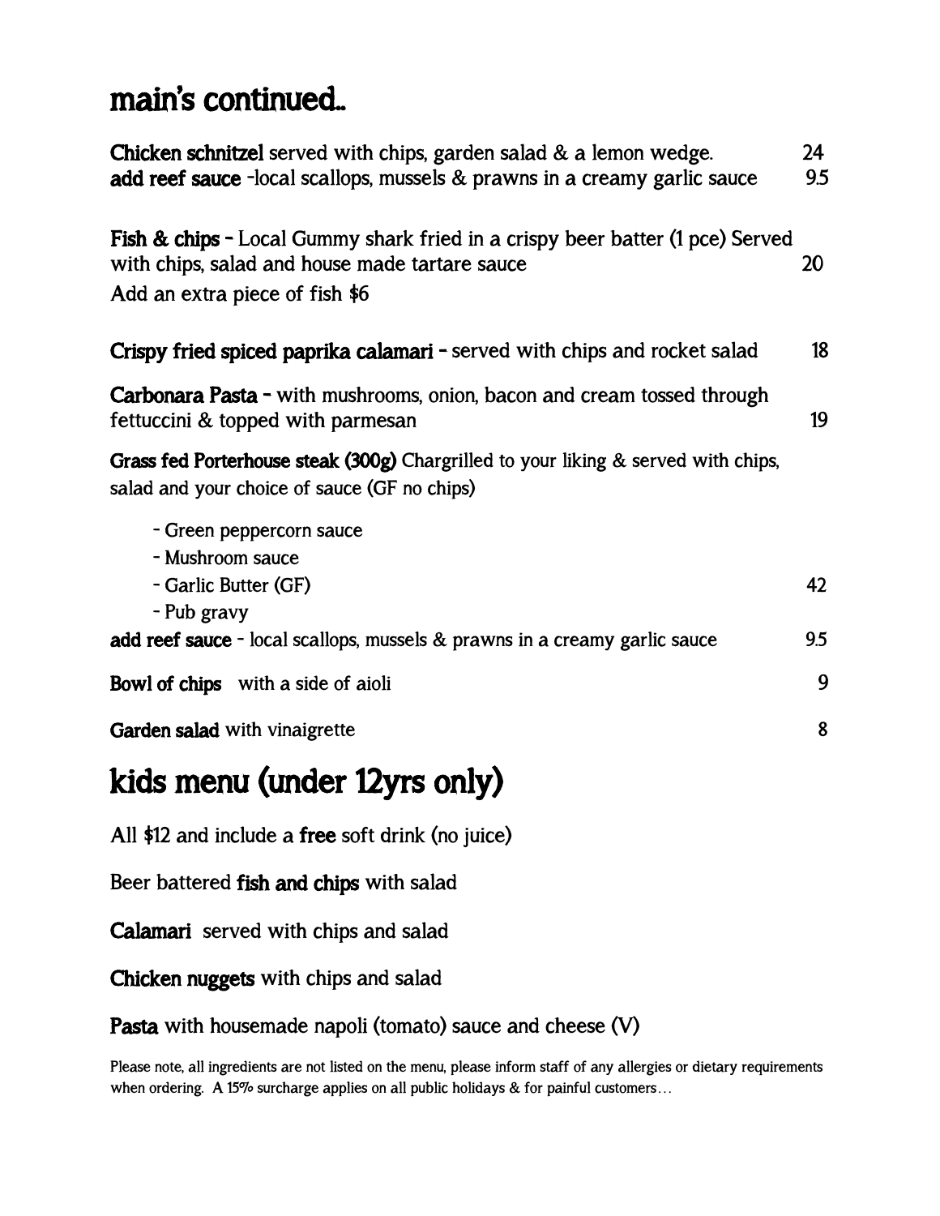# main's continued..

**Chicken schnitzel** served with chips, garden salad & a lemon wedge. 24
**add reef sauce** -local scallops, mussels & prawns in a creamy garlic sauce 9.5

**Fish & chips** - Local Gummy shark fried in a crispy beer batter (1 pce) Served with chips, salad and house made tartare sauce 20
Add an extra piece of fish $6

**Crispy fried spiced paprika calamari** - served with chips and rocket salad 18

**Carbonara Pasta** - with mushrooms, onion, bacon and cream tossed through fettuccini & topped with parmesan 19

**Grass fed Porterhouse steak (300g)** Chargrilled to your liking & served with chips, salad and your choice of sauce (GF no chips)

- Green peppercorn sauce
- Mushroom sauce
- Garlic Butter (GF) 42
- Pub gravy

**add reef sauce** - local scallops, mussels & prawns in a creamy garlic sauce 9.5

**Bowl of chips** with a side of aioli 9

**Garden salad** with vinaigrette 8

# kids menu (under 12yrs only)

All $12 and include a **free** soft drink (no juice)

Beer battered **fish and chips** with salad

**Calamari** served with chips and salad

**Chicken nuggets** with chips and salad

**Pasta** with housemade napoli (tomato) sauce and cheese (V)

Please note, all ingredients are not listed on the menu, please inform staff of any allergies or dietary requirements when ordering. A 15% surcharge applies on all public holidays & for painful customers…